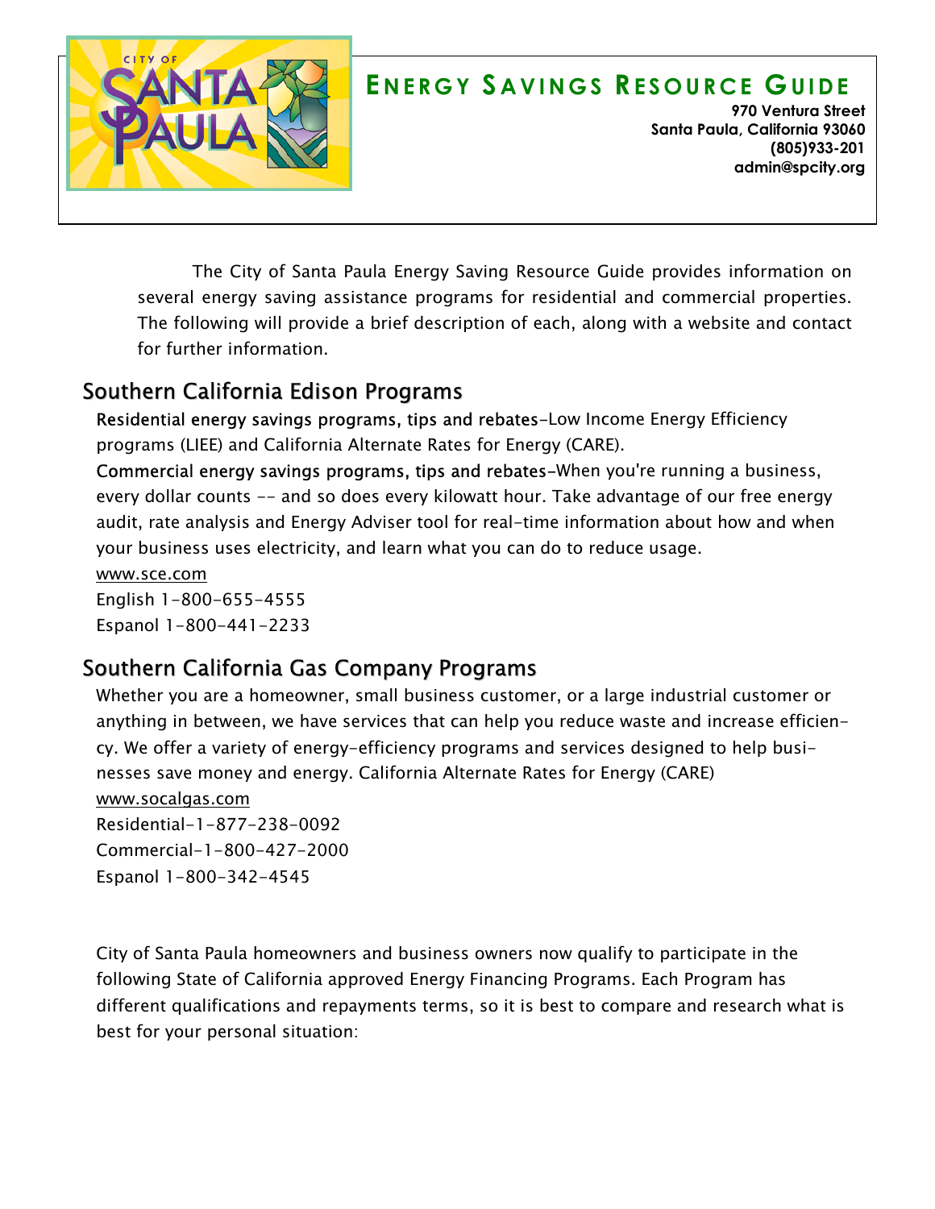# ENERGY SAVINGS RESOURCE GUIDE

**970 Ventura Street**
**Santa Paula, California 93060**
**(805)933-201**
**admin@spcity.org**

The City of Santa Paula Energy Saving Resource Guide provides information on several energy saving assistance programs for residential and commercial properties. The following will provide a brief description of each, along with a website and contact for further information.

## Southern California Edison Programs

Residential energy savings programs, tips and rebates-Low Income Energy Efficiency programs (LIEE) and California Alternate Rates for Energy (CARE).

Commercial energy savings programs, tips and rebates-When you're running a business, every dollar counts -- and so does every kilowatt hour. Take advantage of our free energy audit, rate analysis and Energy Adviser tool for real-time information about how and when your business uses electricity, and learn what you can do to reduce usage.

www.sce.com

English 1-800-655-4555

Espanol 1-800-441-2233

## Southern California Gas Company Programs

Whether you are a homeowner, small business customer, or a large industrial customer or anything in between, we have services that can help you reduce waste and increase efficiency. We offer a variety of energy-efficiency programs and services designed to help businesses save money and energy. California Alternate Rates for Energy (CARE)

www.socalgas.com

Residential-1-877-238-0092

Commercial-1-800-427-2000

Espanol 1-800-342-4545

City of Santa Paula homeowners and business owners now qualify to participate in the following State of California approved Energy Financing Programs. Each Program has different qualifications and repayments terms, so it is best to compare and research what is best for your personal situation: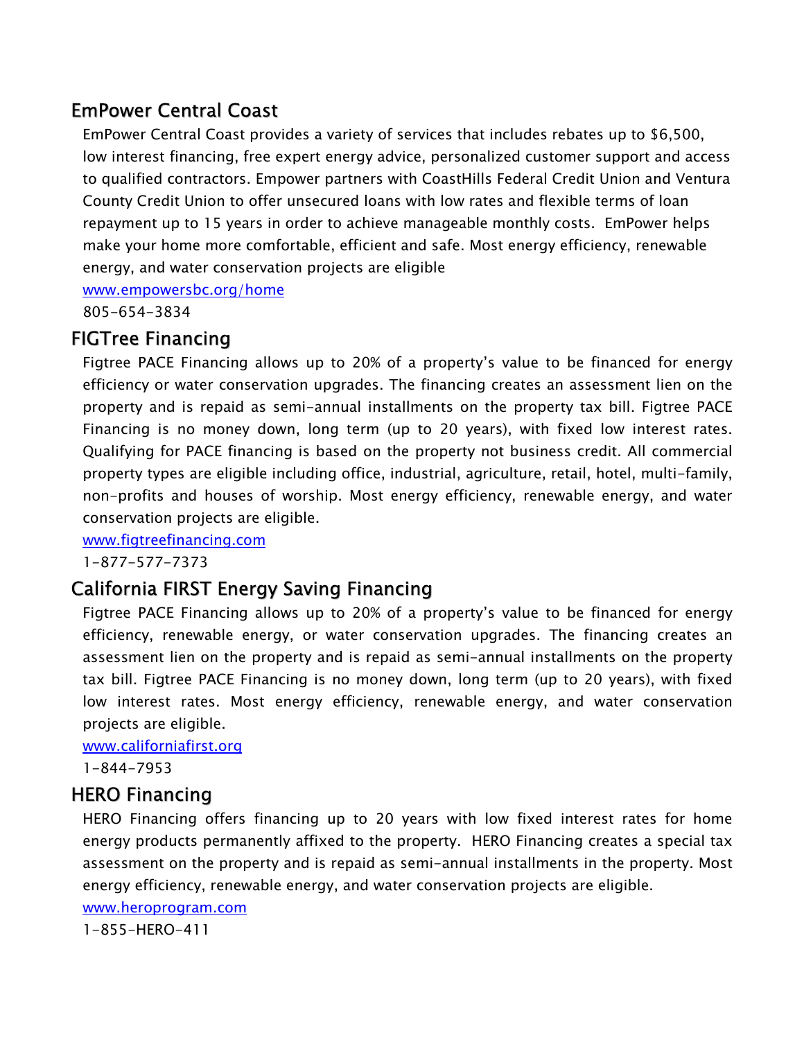## EmPower Central Coast

EmPower Central Coast provides a variety of services that includes rebates up to $6,500, low interest financing, free expert energy advice, personalized customer support and access to qualified contractors. Empower partners with CoastHills Federal Credit Union and Ventura County Credit Union to offer unsecured loans with low rates and flexible terms of loan repayment up to 15 years in order to achieve manageable monthly costs. EmPower helps make your home more comfortable, efficient and safe. Most energy efficiency, renewable energy, and water conservation projects are eligible

[www.empowersbc.org/home](http://www.empowersbc.org/home)

805-654-3834

## FIGTree Financing

Figtree PACE Financing allows up to 20% of a property's value to be financed for energy efficiency or water conservation upgrades. The financing creates an assessment lien on the property and is repaid as semi-annual installments on the property tax bill. Figtree PACE Financing is no money down, long term (up to 20 years), with fixed low interest rates. Qualifying for PACE financing is based on the property not business credit. All commercial property types are eligible including office, industrial, agriculture, retail, hotel, multi-family, non-profits and houses of worship. Most energy efficiency, renewable energy, and water conservation projects are eligible.

[www.figtreefinancing.com](http://www.figtreefinancing.com)

1-877-577-7373

## California FIRST Energy Saving Financing

Figtree PACE Financing allows up to 20% of a property's value to be financed for energy efficiency, renewable energy, or water conservation upgrades. The financing creates an assessment lien on the property and is repaid as semi-annual installments on the property tax bill. Figtree PACE Financing is no money down, long term (up to 20 years), with fixed low interest rates. Most energy efficiency, renewable energy, and water conservation projects are eligible.

[www.californiafirst.org](http://www.californiafirst.org)

1-844-7953

## HERO Financing

HERO Financing offers financing up to 20 years with low fixed interest rates for home energy products permanently affixed to the property. HERO Financing creates a special tax assessment on the property and is repaid as semi-annual installments in the property. Most energy efficiency, renewable energy, and water conservation projects are eligible.

[www.heroprogram.com](http://www.heroprogram.com)

1-855-HERO-411